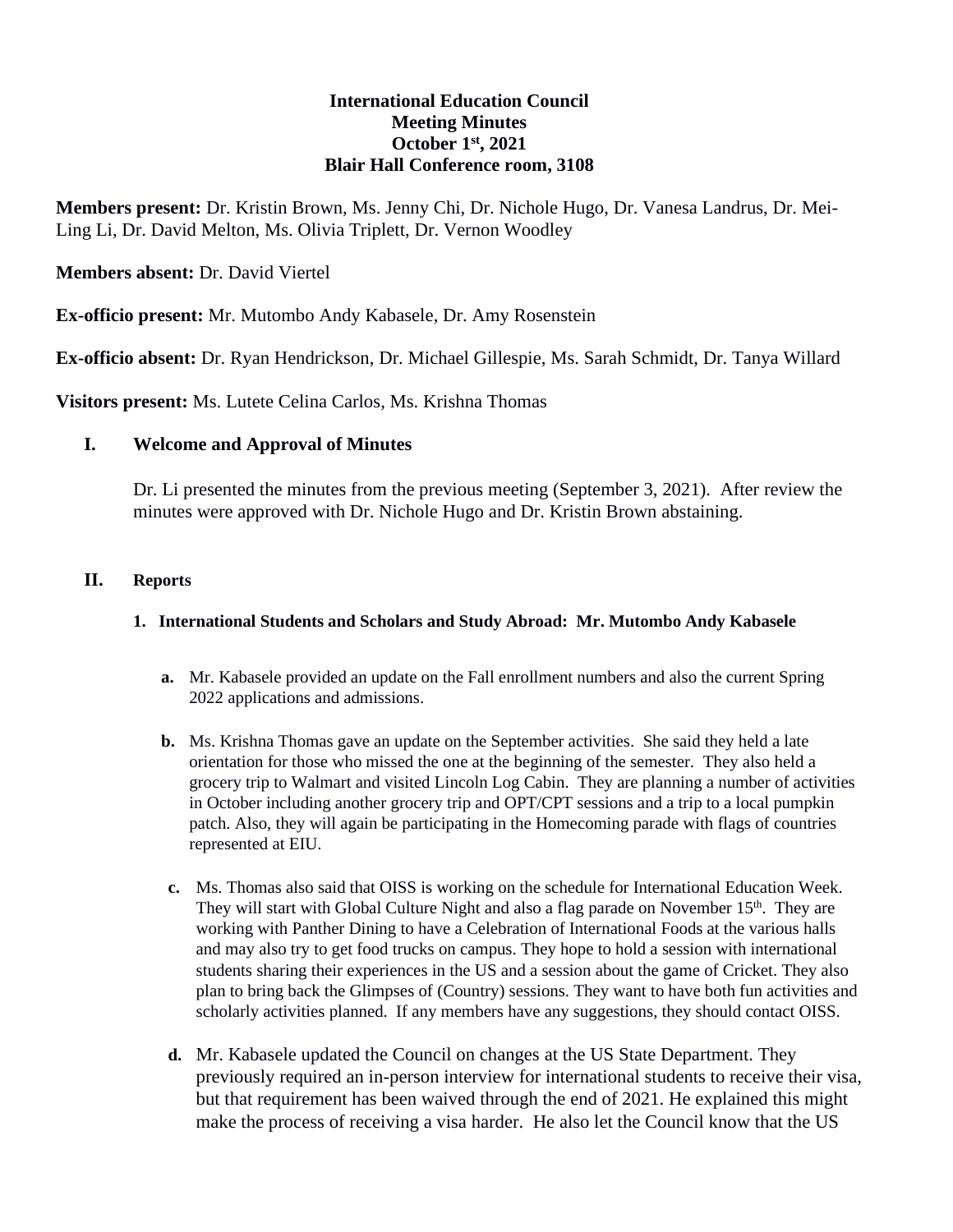**International Education Council**
**Meeting Minutes**
**October 1st, 2021**
**Blair Hall Conference room, 3108**

**Members present:** Dr. Kristin Brown, Ms. Jenny Chi, Dr. Nichole Hugo, Dr. Vanesa Landrus, Dr. Mei-Ling Li, Dr. David Melton, Ms. Olivia Triplett, Dr. Vernon Woodley

**Members absent:** Dr. David Viertel

**Ex-officio present:** Mr. Mutombo Andy Kabasele, Dr. Amy Rosenstein

**Ex-officio absent:** Dr. Ryan Hendrickson, Dr. Michael Gillespie, Ms. Sarah Schmidt, Dr. Tanya Willard

**Visitors present:** Ms. Lutete Celina Carlos, Ms. Krishna Thomas

## I. Welcome and Approval of Minutes

Dr. Li presented the minutes from the previous meeting (September 3, 2021). After review the minutes were approved with Dr. Nichole Hugo and Dr. Kristin Brown abstaining.

## II. Reports

### 1. International Students and Scholars and Study Abroad: Mr. Mutombo Andy Kabasele

a. Mr. Kabasele provided an update on the Fall enrollment numbers and also the current Spring 2022 applications and admissions.

b. Ms. Krishna Thomas gave an update on the September activities. She said they held a late orientation for those who missed the one at the beginning of the semester. They also held a grocery trip to Walmart and visited Lincoln Log Cabin. They are planning a number of activities in October including another grocery trip and OPT/CPT sessions and a trip to a local pumpkin patch. Also, they will again be participating in the Homecoming parade with flags of countries represented at EIU.

c. Ms. Thomas also said that OISS is working on the schedule for International Education Week. They will start with Global Culture Night and also a flag parade on November 15th. They are working with Panther Dining to have a Celebration of International Foods at the various halls and may also try to get food trucks on campus. They hope to hold a session with international students sharing their experiences in the US and a session about the game of Cricket. They also plan to bring back the Glimpses of (Country) sessions. They want to have both fun activities and scholarly activities planned. If any members have any suggestions, they should contact OISS.

d. Mr. Kabasele updated the Council on changes at the US State Department. They previously required an in-person interview for international students to receive their visa, but that requirement has been waived through the end of 2021. He explained this might make the process of receiving a visa harder. He also let the Council know that the US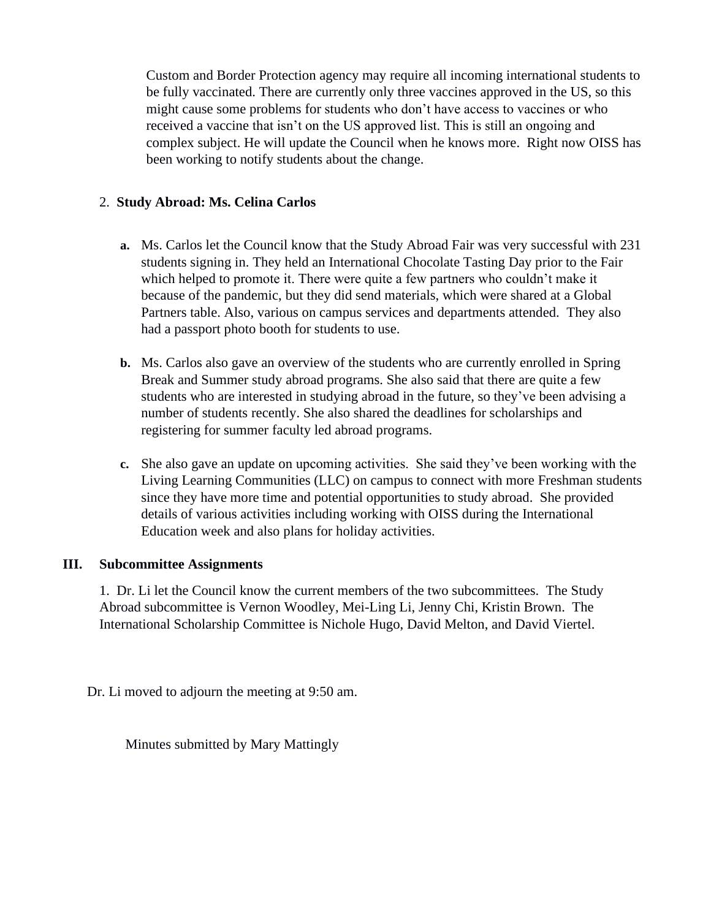Custom and Border Protection agency may require all incoming international students to be fully vaccinated. There are currently only three vaccines approved in the US, so this might cause some problems for students who don't have access to vaccines or who received a vaccine that isn't on the US approved list. This is still an ongoing and complex subject. He will update the Council when he knows more. Right now OISS has been working to notify students about the change.

2. **Study Abroad: Ms. Celina Carlos**

   **a.** Ms. Carlos let the Council know that the Study Abroad Fair was very successful with 231 students signing in. They held an International Chocolate Tasting Day prior to the Fair which helped to promote it. There were quite a few partners who couldn't make it because of the pandemic, but they did send materials, which were shared at a Global Partners table. Also, various on campus services and departments attended. They also had a passport photo booth for students to use.

   **b.** Ms. Carlos also gave an overview of the students who are currently enrolled in Spring Break and Summer study abroad programs. She also said that there are quite a few students who are interested in studying abroad in the future, so they've been advising a number of students recently. She also shared the deadlines for scholarships and registering for summer faculty led abroad programs.

   **c.** She also gave an update on upcoming activities. She said they've been working with the Living Learning Communities (LLC) on campus to connect with more Freshman students since they have more time and potential opportunities to study abroad. She provided details of various activities including working with OISS during the International Education week and also plans for holiday activities.

## III. Subcommittee Assignments

1. Dr. Li let the Council know the current members of the two subcommittees. The Study Abroad subcommittee is Vernon Woodley, Mei-Ling Li, Jenny Chi, Kristin Brown. The International Scholarship Committee is Nichole Hugo, David Melton, and David Viertel.

Dr. Li moved to adjourn the meeting at 9:50 am.

Minutes submitted by Mary Mattingly